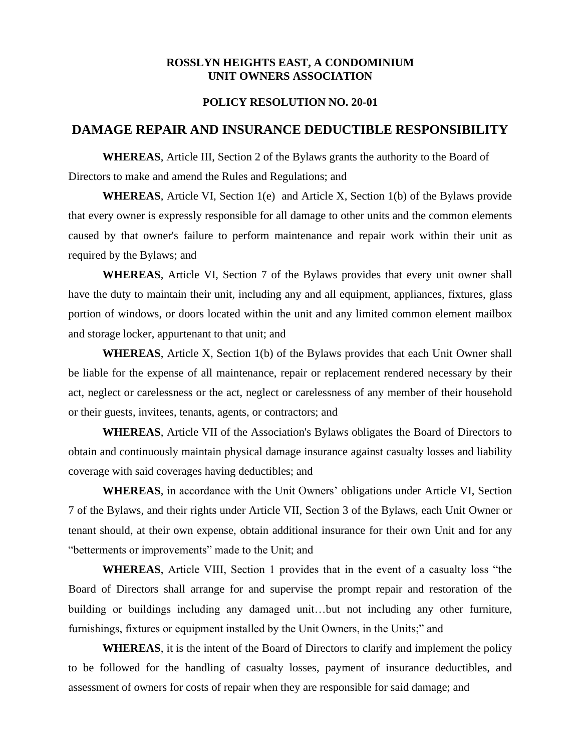**ROSSLYN HEIGHTS EAST, A CONDOMINIUM**
**UNIT OWNERS ASSOCIATION**

**POLICY RESOLUTION NO. 20-01**

# DAMAGE REPAIR AND INSURANCE DEDUCTIBLE RESPONSIBILITY

**WHEREAS**, Article III, Section 2 of the Bylaws grants the authority to the Board of Directors to make and amend the Rules and Regulations; and

**WHEREAS**, Article VI, Section 1(e) and Article X, Section 1(b) of the Bylaws provide that every owner is expressly responsible for all damage to other units and the common elements caused by that owner's failure to perform maintenance and repair work within their unit as required by the Bylaws; and

**WHEREAS**, Article VI, Section 7 of the Bylaws provides that every unit owner shall have the duty to maintain their unit, including any and all equipment, appliances, fixtures, glass portion of windows, or doors located within the unit and any limited common element mailbox and storage locker, appurtenant to that unit; and

**WHEREAS**, Article X, Section 1(b) of the Bylaws provides that each Unit Owner shall be liable for the expense of all maintenance, repair or replacement rendered necessary by their act, neglect or carelessness or the act, neglect or carelessness of any member of their household or their guests, invitees, tenants, agents, or contractors; and

**WHEREAS**, Article VII of the Association's Bylaws obligates the Board of Directors to obtain and continuously maintain physical damage insurance against casualty losses and liability coverage with said coverages having deductibles; and

**WHEREAS**, in accordance with the Unit Owners' obligations under Article VI, Section 7 of the Bylaws, and their rights under Article VII, Section 3 of the Bylaws, each Unit Owner or tenant should, at their own expense, obtain additional insurance for their own Unit and for any "betterments or improvements" made to the Unit; and

**WHEREAS**, Article VIII, Section 1 provides that in the event of a casualty loss "the Board of Directors shall arrange for and supervise the prompt repair and restoration of the building or buildings including any damaged unit…but not including any other furniture, furnishings, fixtures or equipment installed by the Unit Owners, in the Units;" and

**WHEREAS**, it is the intent of the Board of Directors to clarify and implement the policy to be followed for the handling of casualty losses, payment of insurance deductibles, and assessment of owners for costs of repair when they are responsible for said damage; and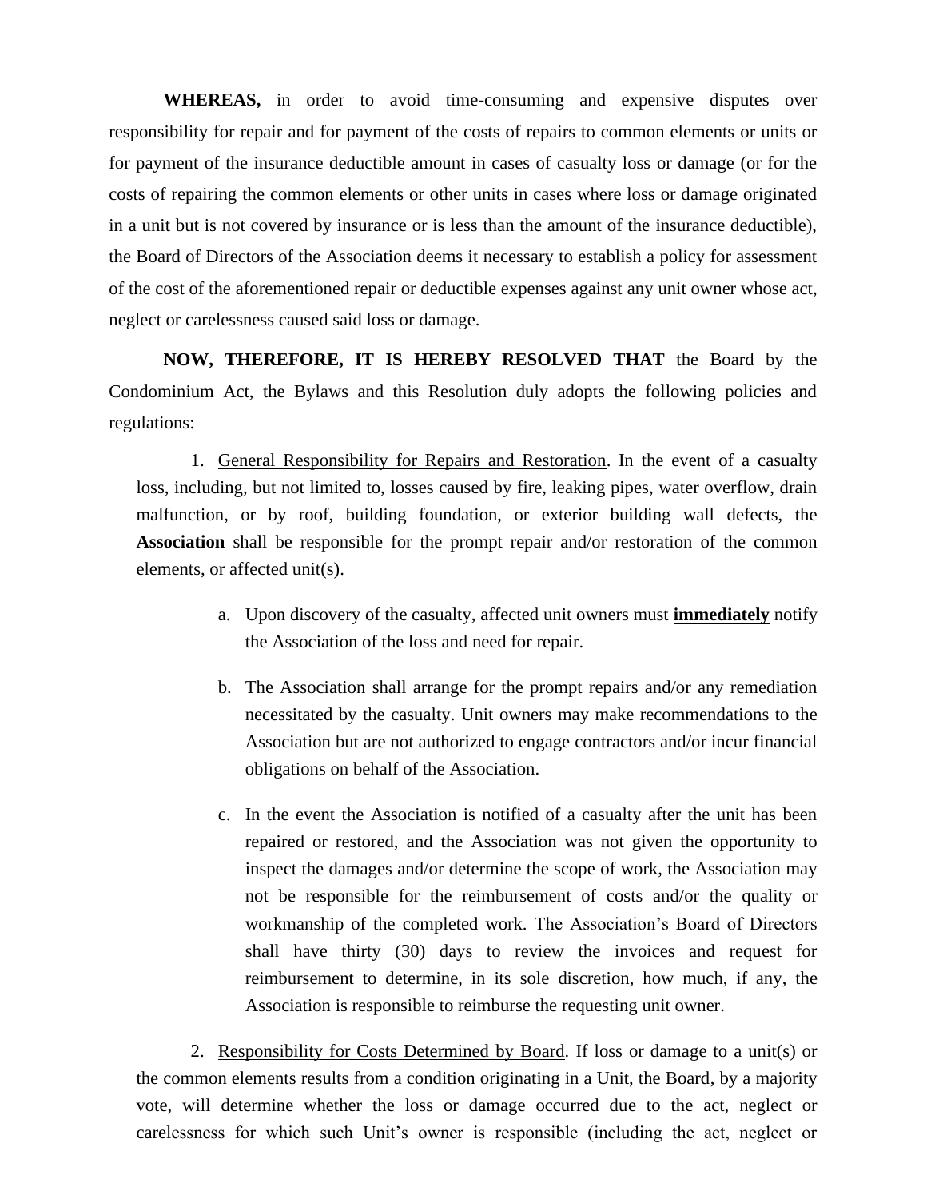**WHEREAS,** in order to avoid time-consuming and expensive disputes over responsibility for repair and for payment of the costs of repairs to common elements or units or for payment of the insurance deductible amount in cases of casualty loss or damage (or for the costs of repairing the common elements or other units in cases where loss or damage originated in a unit but is not covered by insurance or is less than the amount of the insurance deductible), the Board of Directors of the Association deems it necessary to establish a policy for assessment of the cost of the aforementioned repair or deductible expenses against any unit owner whose act, neglect or carelessness caused said loss or damage.

**NOW, THEREFORE, IT IS HEREBY RESOLVED THAT** the Board by the Condominium Act, the Bylaws and this Resolution duly adopts the following policies and regulations:

1. <u>General Responsibility for Repairs and Restoration</u>. In the event of a casualty loss, including, but not limited to, losses caused by fire, leaking pipes, water overflow, drain malfunction, or by roof, building foundation, or exterior building wall defects, the **Association** shall be responsible for the prompt repair and/or restoration of the common elements, or affected unit(s).

    a. Upon discovery of the casualty, affected unit owners must **<u>immediately</u>** notify the Association of the loss and need for repair.

    b. The Association shall arrange for the prompt repairs and/or any remediation necessitated by the casualty. Unit owners may make recommendations to the Association but are not authorized to engage contractors and/or incur financial obligations on behalf of the Association.

    c. In the event the Association is notified of a casualty after the unit has been repaired or restored, and the Association was not given the opportunity to inspect the damages and/or determine the scope of work, the Association may not be responsible for the reimbursement of costs and/or the quality or workmanship of the completed work. The Association's Board of Directors shall have thirty (30) days to review the invoices and request for reimbursement to determine, in its sole discretion, how much, if any, the Association is responsible to reimburse the requesting unit owner.

2. <u>Responsibility for Costs Determined by Board</u>. If loss or damage to a unit(s) or the common elements results from a condition originating in a Unit, the Board, by a majority vote, will determine whether the loss or damage occurred due to the act, neglect or carelessness for which such Unit's owner is responsible (including the act, neglect or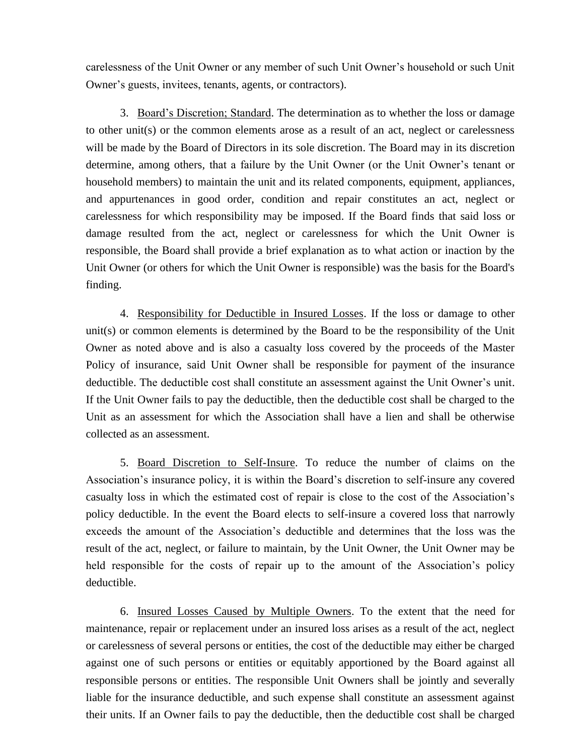carelessness of the Unit Owner or any member of such Unit Owner's household or such Unit Owner's guests, invitees, tenants, agents, or contractors).

3. <u>Board's Discretion; Standard</u>. The determination as to whether the loss or damage to other unit(s) or the common elements arose as a result of an act, neglect or carelessness will be made by the Board of Directors in its sole discretion. The Board may in its discretion determine, among others, that a failure by the Unit Owner (or the Unit Owner's tenant or household members) to maintain the unit and its related components, equipment, appliances, and appurtenances in good order, condition and repair constitutes an act, neglect or carelessness for which responsibility may be imposed. If the Board finds that said loss or damage resulted from the act, neglect or carelessness for which the Unit Owner is responsible, the Board shall provide a brief explanation as to what action or inaction by the Unit Owner (or others for which the Unit Owner is responsible) was the basis for the Board's finding.

4. <u>Responsibility for Deductible in Insured Losses</u>. If the loss or damage to other unit(s) or common elements is determined by the Board to be the responsibility of the Unit Owner as noted above and is also a casualty loss covered by the proceeds of the Master Policy of insurance, said Unit Owner shall be responsible for payment of the insurance deductible. The deductible cost shall constitute an assessment against the Unit Owner's unit. If the Unit Owner fails to pay the deductible, then the deductible cost shall be charged to the Unit as an assessment for which the Association shall have a lien and shall be otherwise collected as an assessment.

5. <u>Board Discretion to Self-Insure</u>. To reduce the number of claims on the Association's insurance policy, it is within the Board's discretion to self-insure any covered casualty loss in which the estimated cost of repair is close to the cost of the Association's policy deductible. In the event the Board elects to self-insure a covered loss that narrowly exceeds the amount of the Association's deductible and determines that the loss was the result of the act, neglect, or failure to maintain, by the Unit Owner, the Unit Owner may be held responsible for the costs of repair up to the amount of the Association's policy deductible.

6. <u>Insured Losses Caused by Multiple Owners</u>. To the extent that the need for maintenance, repair or replacement under an insured loss arises as a result of the act, neglect or carelessness of several persons or entities, the cost of the deductible may either be charged against one of such persons or entities or equitably apportioned by the Board against all responsible persons or entities. The responsible Unit Owners shall be jointly and severally liable for the insurance deductible, and such expense shall constitute an assessment against their units. If an Owner fails to pay the deductible, then the deductible cost shall be charged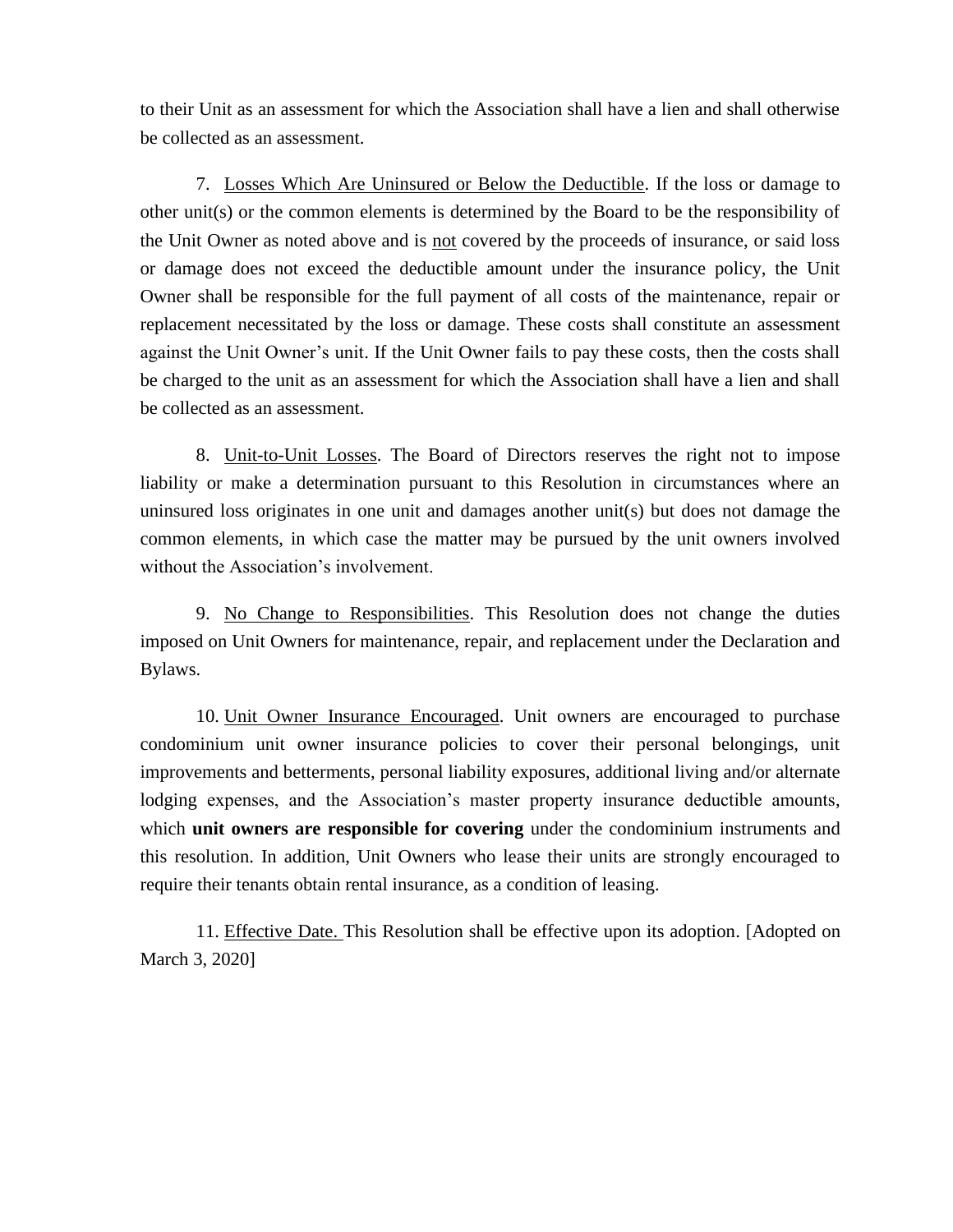to their Unit as an assessment for which the Association shall have a lien and shall otherwise be collected as an assessment.

7. Losses Which Are Uninsured or Below the Deductible. If the loss or damage to other unit(s) or the common elements is determined by the Board to be the responsibility of the Unit Owner as noted above and is not covered by the proceeds of insurance, or said loss or damage does not exceed the deductible amount under the insurance policy, the Unit Owner shall be responsible for the full payment of all costs of the maintenance, repair or replacement necessitated by the loss or damage. These costs shall constitute an assessment against the Unit Owner's unit. If the Unit Owner fails to pay these costs, then the costs shall be charged to the unit as an assessment for which the Association shall have a lien and shall be collected as an assessment.

8. Unit-to-Unit Losses. The Board of Directors reserves the right not to impose liability or make a determination pursuant to this Resolution in circumstances where an uninsured loss originates in one unit and damages another unit(s) but does not damage the common elements, in which case the matter may be pursued by the unit owners involved without the Association's involvement.

9. No Change to Responsibilities. This Resolution does not change the duties imposed on Unit Owners for maintenance, repair, and replacement under the Declaration and Bylaws.

10. Unit Owner Insurance Encouraged. Unit owners are encouraged to purchase condominium unit owner insurance policies to cover their personal belongings, unit improvements and betterments, personal liability exposures, additional living and/or alternate lodging expenses, and the Association's master property insurance deductible amounts, which **unit owners are responsible for covering** under the condominium instruments and this resolution. In addition, Unit Owners who lease their units are strongly encouraged to require their tenants obtain rental insurance, as a condition of leasing.

11. Effective Date. This Resolution shall be effective upon its adoption. [Adopted on March 3, 2020]